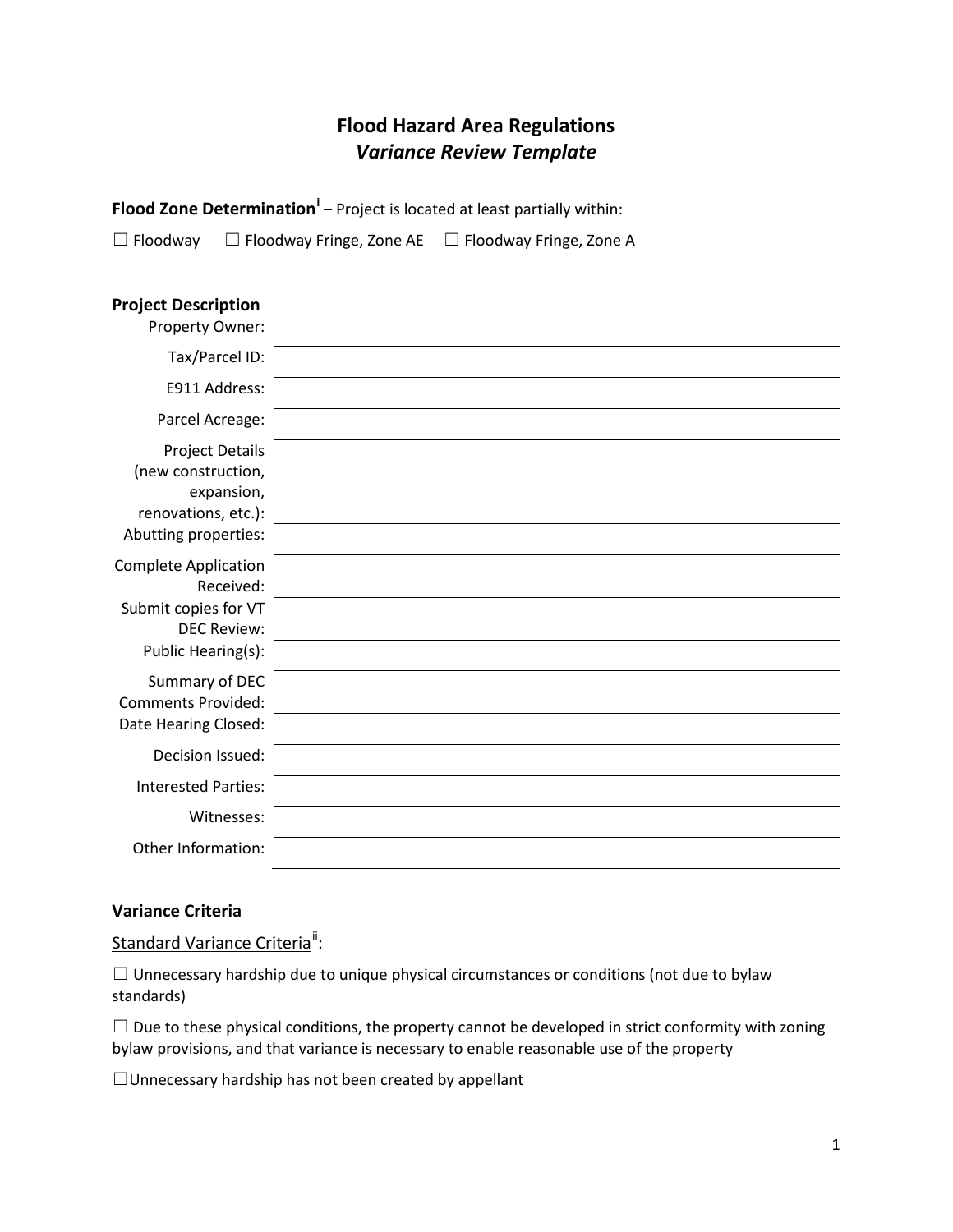# Flood Hazard Area Regulations

## *Variance Review Template*

**Flood Zone Determination**[i] – Project is located at least partially within:

☐ Floodway ☐ Floodway Fringe, Zone AE ☐ Floodway Fringe, Zone A

### Project Description

| | |
|---|---|
| Property Owner: | |
| Tax/Parcel ID: | |
| E911 Address: | |
| Parcel Acreage: | |
| Project Details (new construction, expansion, renovations, etc.): | |
| Abutting properties: | |
| Complete Application Received: | |
| Submit copies for VT DEC Review: | |
| Public Hearing(s): | |
| Summary of DEC Comments Provided: | |
| Date Hearing Closed: | |
| Decision Issued: | |
| Interested Parties: | |
| Witnesses: | |
| Other Information: | |

### Variance Criteria

Standard Variance Criteria[ii]:

☐ Unnecessary hardship due to unique physical circumstances or conditions (not due to bylaw standards)

☐ Due to these physical conditions, the property cannot be developed in strict conformity with zoning bylaw provisions, and that variance is necessary to enable reasonable use of the property

☐ Unnecessary hardship has not been created by appellant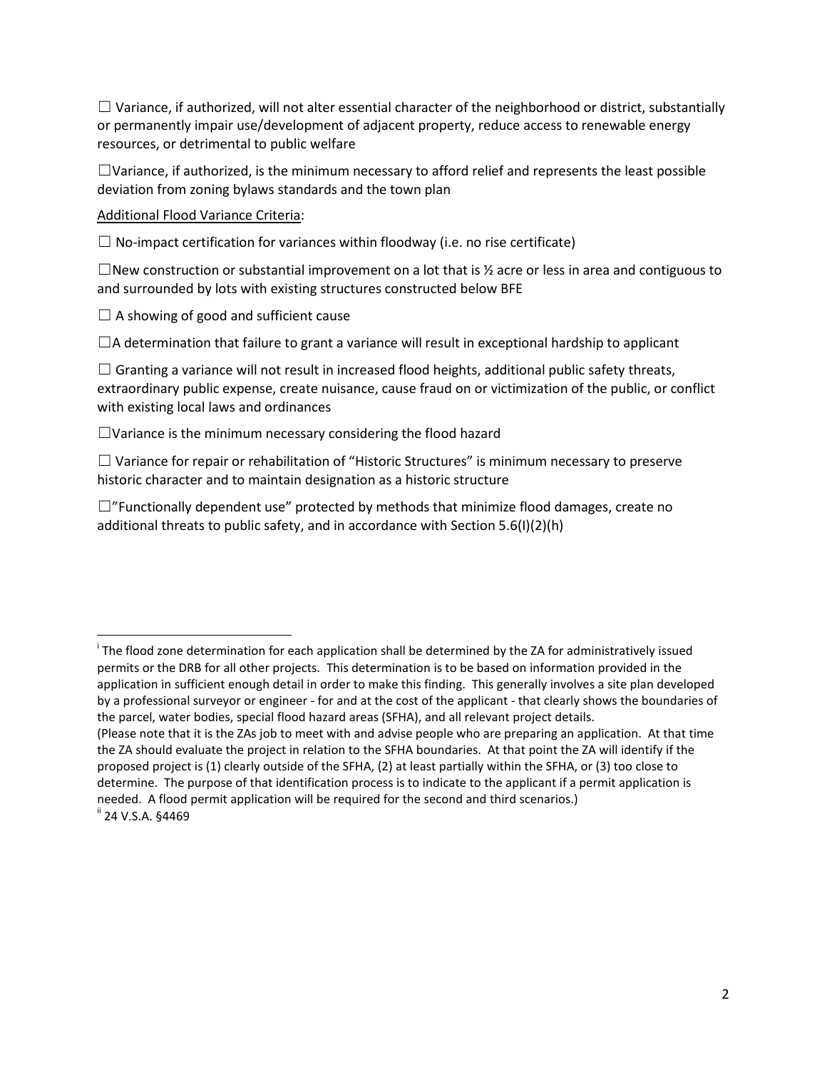☐ Variance, if authorized, will not alter essential character of the neighborhood or district, substantially or permanently impair use/development of adjacent property, reduce access to renewable energy resources, or detrimental to public welfare

☐Variance, if authorized, is the minimum necessary to afford relief and represents the least possible deviation from zoning bylaws standards and the town plan

<u>Additional Flood Variance Criteria</u>:

☐ No-impact certification for variances within floodway (i.e. no rise certificate)

☐New construction or substantial improvement on a lot that is ½ acre or less in area and contiguous to and surrounded by lots with existing structures constructed below BFE

☐ A showing of good and sufficient cause

☐A determination that failure to grant a variance will result in exceptional hardship to applicant

☐ Granting a variance will not result in increased flood heights, additional public safety threats, extraordinary public expense, create nuisance, cause fraud on or victimization of the public, or conflict with existing local laws and ordinances

☐Variance is the minimum necessary considering the flood hazard

☐ Variance for repair or rehabilitation of "Historic Structures" is minimum necessary to preserve historic character and to maintain designation as a historic structure

☐"Functionally dependent use" protected by methods that minimize flood damages, create no additional threats to public safety, and in accordance with Section 5.6(I)(2)(h)

---

[i] The flood zone determination for each application shall be determined by the ZA for administratively issued permits or the DRB for all other projects. This determination is to be based on information provided in the application in sufficient enough detail in order to make this finding. This generally involves a site plan developed by a professional surveyor or engineer - for and at the cost of the applicant - that clearly shows the boundaries of the parcel, water bodies, special flood hazard areas (SFHA), and all relevant project details.
(Please note that it is the ZAs job to meet with and advise people who are preparing an application. At that time the ZA should evaluate the project in relation to the SFHA boundaries. At that point the ZA will identify if the proposed project is (1) clearly outside of the SFHA, (2) at least partially within the SFHA, or (3) too close to determine. The purpose of that identification process is to indicate to the applicant if a permit application is needed. A flood permit application will be required for the second and third scenarios.)

[ii] 24 V.S.A. §4469